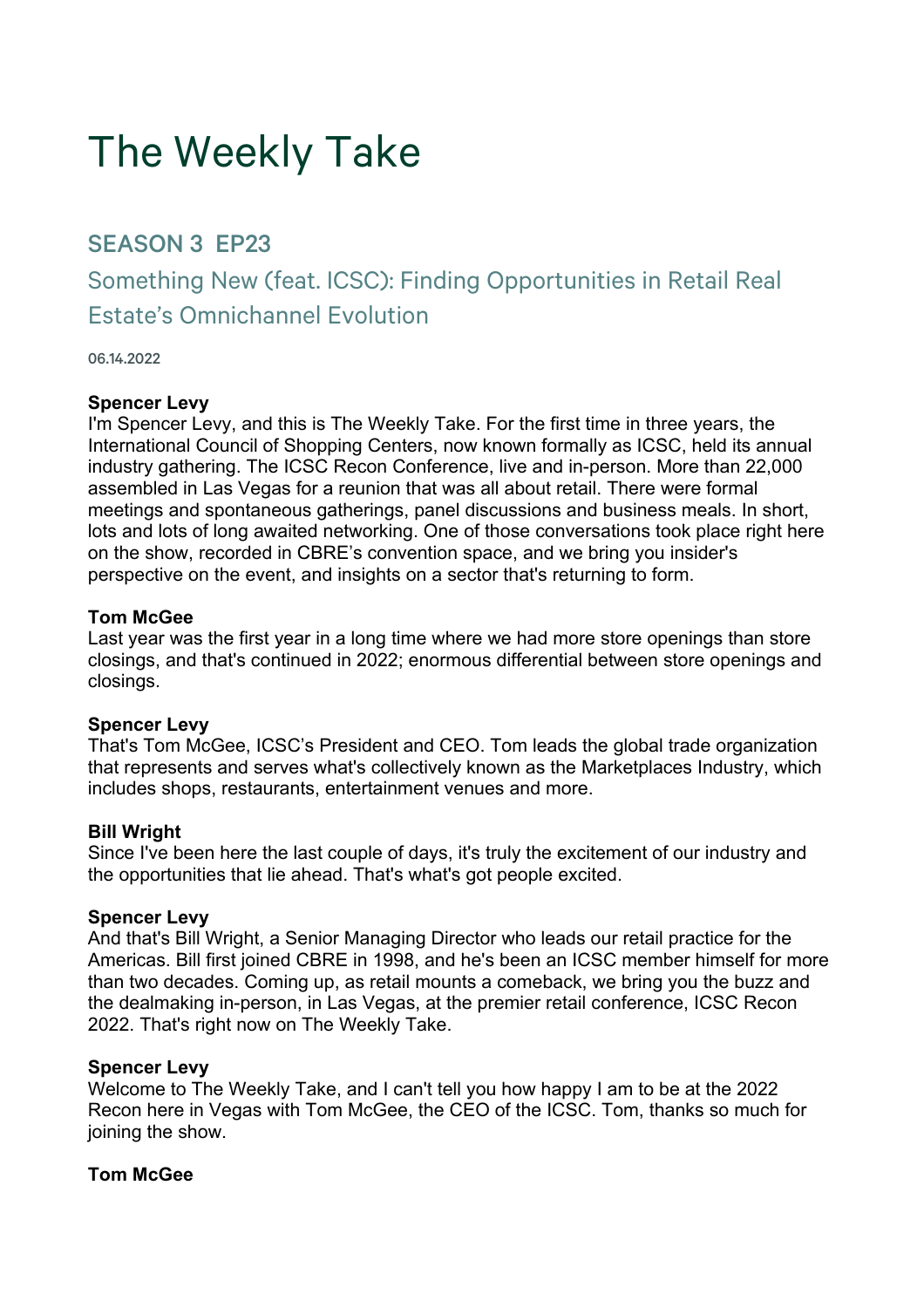# The Weekly Take

## SEASON 3 EP23

### Something New (feat. ICSC): Finding Opportunities in Retail Real Estate's Omnichannel Evolution

06.14.2022

**Spencer Levy**
I'm Spencer Levy, and this is The Weekly Take. For the first time in three years, the International Council of Shopping Centers, now known formally as ICSC, held its annual industry gathering. The ICSC Recon Conference, live and in-person. More than 22,000 assembled in Las Vegas for a reunion that was all about retail. There were formal meetings and spontaneous gatherings, panel discussions and business meals. In short, lots and lots of long awaited networking. One of those conversations took place right here on the show, recorded in CBRE's convention space, and we bring you insider's perspective on the event, and insights on a sector that's returning to form.

**Tom McGee**
Last year was the first year in a long time where we had more store openings than store closings, and that's continued in 2022; enormous differential between store openings and closings.

**Spencer Levy**
That's Tom McGee, ICSC's President and CEO. Tom leads the global trade organization that represents and serves what's collectively known as the Marketplaces Industry, which includes shops, restaurants, entertainment venues and more.

**Bill Wright**
Since I've been here the last couple of days, it's truly the excitement of our industry and the opportunities that lie ahead. That's what's got people excited.

**Spencer Levy**
And that's Bill Wright, a Senior Managing Director who leads our retail practice for the Americas. Bill first joined CBRE in 1998, and he's been an ICSC member himself for more than two decades. Coming up, as retail mounts a comeback, we bring you the buzz and the dealmaking in-person, in Las Vegas, at the premier retail conference, ICSC Recon 2022. That's right now on The Weekly Take.

**Spencer Levy**
Welcome to The Weekly Take, and I can't tell you how happy I am to be at the 2022 Recon here in Vegas with Tom McGee, the CEO of the ICSC. Tom, thanks so much for joining the show.

**Tom McGee**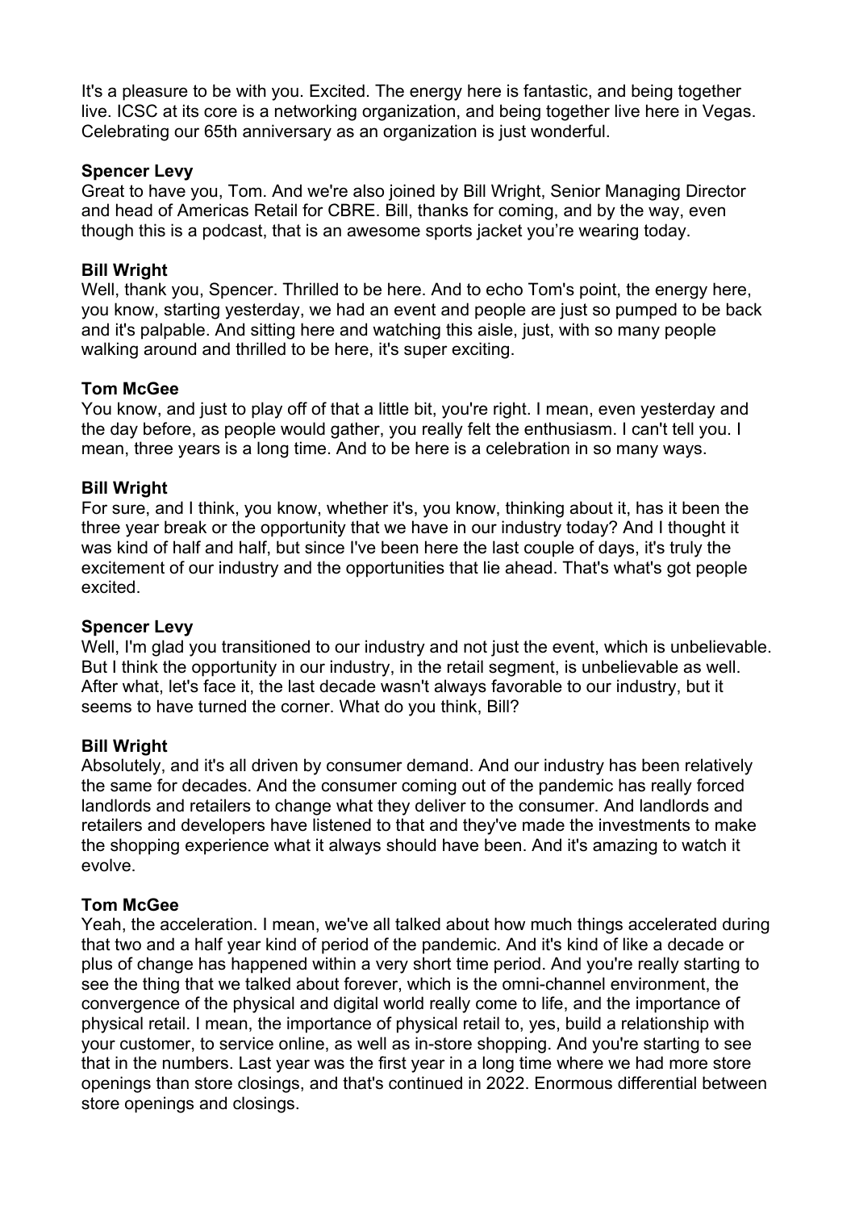It's a pleasure to be with you. Excited. The energy here is fantastic, and being together live. ICSC at its core is a networking organization, and being together live here in Vegas. Celebrating our 65th anniversary as an organization is just wonderful.

**Spencer Levy**
Great to have you, Tom. And we're also joined by Bill Wright, Senior Managing Director and head of Americas Retail for CBRE. Bill, thanks for coming, and by the way, even though this is a podcast, that is an awesome sports jacket you're wearing today.

**Bill Wright**
Well, thank you, Spencer. Thrilled to be here. And to echo Tom's point, the energy here, you know, starting yesterday, we had an event and people are just so pumped to be back and it's palpable. And sitting here and watching this aisle, just, with so many people walking around and thrilled to be here, it's super exciting.

**Tom McGee**
You know, and just to play off of that a little bit, you're right. I mean, even yesterday and the day before, as people would gather, you really felt the enthusiasm. I can't tell you. I mean, three years is a long time. And to be here is a celebration in so many ways.

**Bill Wright**
For sure, and I think, you know, whether it's, you know, thinking about it, has it been the three year break or the opportunity that we have in our industry today? And I thought it was kind of half and half, but since I've been here the last couple of days, it's truly the excitement of our industry and the opportunities that lie ahead. That's what's got people excited.

**Spencer Levy**
Well, I'm glad you transitioned to our industry and not just the event, which is unbelievable. But I think the opportunity in our industry, in the retail segment, is unbelievable as well. After what, let's face it, the last decade wasn't always favorable to our industry, but it seems to have turned the corner. What do you think, Bill?

**Bill Wright**
Absolutely, and it's all driven by consumer demand. And our industry has been relatively the same for decades. And the consumer coming out of the pandemic has really forced landlords and retailers to change what they deliver to the consumer. And landlords and retailers and developers have listened to that and they've made the investments to make the shopping experience what it always should have been. And it's amazing to watch it evolve.

**Tom McGee**
Yeah, the acceleration. I mean, we've all talked about how much things accelerated during that two and a half year kind of period of the pandemic. And it's kind of like a decade or plus of change has happened within a very short time period. And you're really starting to see the thing that we talked about forever, which is the omni-channel environment, the convergence of the physical and digital world really come to life, and the importance of physical retail. I mean, the importance of physical retail to, yes, build a relationship with your customer, to service online, as well as in-store shopping. And you're starting to see that in the numbers. Last year was the first year in a long time where we had more store openings than store closings, and that's continued in 2022. Enormous differential between store openings and closings.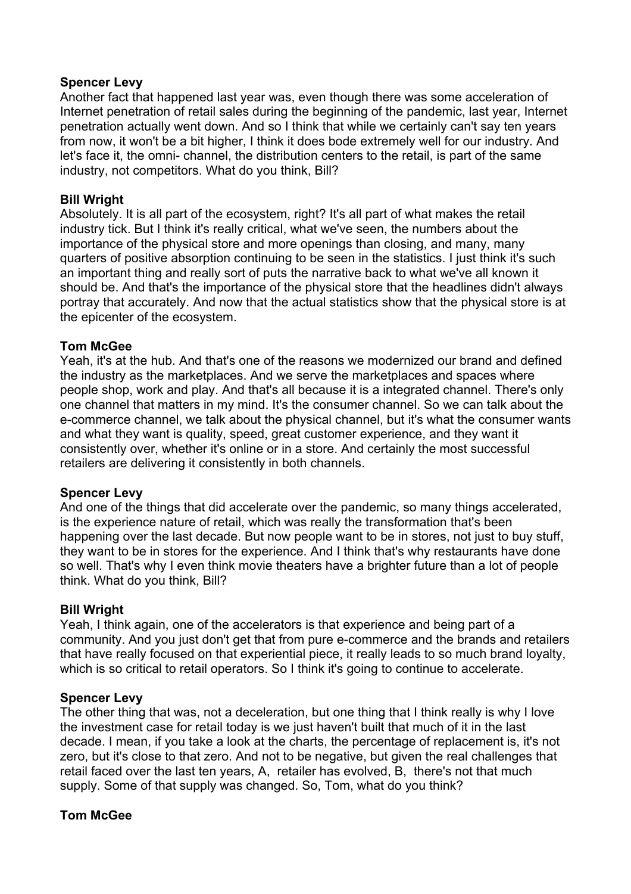**Spencer Levy**
Another fact that happened last year was, even though there was some acceleration of Internet penetration of retail sales during the beginning of the pandemic, last year, Internet penetration actually went down. And so I think that while we certainly can't say ten years from now, it won't be a bit higher, I think it does bode extremely well for our industry. And let's face it, the omni- channel, the distribution centers to the retail, is part of the same industry, not competitors. What do you think, Bill?

**Bill Wright**
Absolutely. It is all part of the ecosystem, right? It's all part of what makes the retail industry tick. But I think it's really critical, what we've seen, the numbers about the importance of the physical store and more openings than closing, and many, many quarters of positive absorption continuing to be seen in the statistics. I just think it's such an important thing and really sort of puts the narrative back to what we've all known it should be. And that's the importance of the physical store that the headlines didn't always portray that accurately. And now that the actual statistics show that the physical store is at the epicenter of the ecosystem.

**Tom McGee**
Yeah, it's at the hub. And that's one of the reasons we modernized our brand and defined the industry as the marketplaces. And we serve the marketplaces and spaces where people shop, work and play. And that's all because it is a integrated channel. There's only one channel that matters in my mind. It's the consumer channel. So we can talk about the e-commerce channel, we talk about the physical channel, but it's what the consumer wants and what they want is quality, speed, great customer experience, and they want it consistently over, whether it's online or in a store. And certainly the most successful retailers are delivering it consistently in both channels.

**Spencer Levy**
And one of the things that did accelerate over the pandemic, so many things accelerated, is the experience nature of retail, which was really the transformation that's been happening over the last decade. But now people want to be in stores, not just to buy stuff, they want to be in stores for the experience. And I think that's why restaurants have done so well. That's why I even think movie theaters have a brighter future than a lot of people think. What do you think, Bill?

**Bill Wright**
Yeah, I think again, one of the accelerators is that experience and being part of a community. And you just don't get that from pure e-commerce and the brands and retailers that have really focused on that experiential piece, it really leads to so much brand loyalty, which is so critical to retail operators. So I think it's going to continue to accelerate.

**Spencer Levy**
The other thing that was, not a deceleration, but one thing that I think really is why I love the investment case for retail today is we just haven't built that much of it in the last decade. I mean, if you take a look at the charts, the percentage of replacement is, it's not zero, but it's close to that zero. And not to be negative, but given the real challenges that retail faced over the last ten years, A, retailer has evolved, B, there's not that much supply. Some of that supply was changed. So, Tom, what do you think?

**Tom McGee**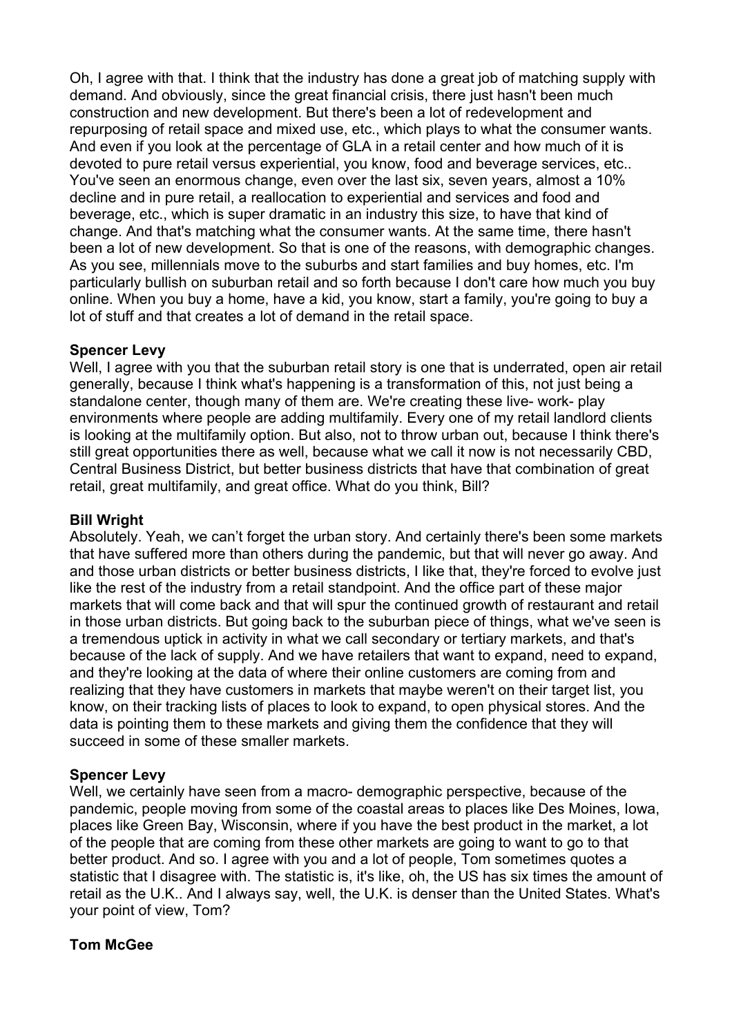Oh, I agree with that. I think that the industry has done a great job of matching supply with demand. And obviously, since the great financial crisis, there just hasn't been much construction and new development. But there's been a lot of redevelopment and repurposing of retail space and mixed use, etc., which plays to what the consumer wants. And even if you look at the percentage of GLA in a retail center and how much of it is devoted to pure retail versus experiential, you know, food and beverage services, etc.. You've seen an enormous change, even over the last six, seven years, almost a 10% decline and in pure retail, a reallocation to experiential and services and food and beverage, etc., which is super dramatic in an industry this size, to have that kind of change. And that's matching what the consumer wants. At the same time, there hasn't been a lot of new development. So that is one of the reasons, with demographic changes. As you see, millennials move to the suburbs and start families and buy homes, etc. I'm particularly bullish on suburban retail and so forth because I don't care how much you buy online. When you buy a home, have a kid, you know, start a family, you're going to buy a lot of stuff and that creates a lot of demand in the retail space.

**Spencer Levy**
Well, I agree with you that the suburban retail story is one that is underrated, open air retail generally, because I think what's happening is a transformation of this, not just being a standalone center, though many of them are. We're creating these live- work- play environments where people are adding multifamily. Every one of my retail landlord clients is looking at the multifamily option. But also, not to throw urban out, because I think there's still great opportunities there as well, because what we call it now is not necessarily CBD, Central Business District, but better business districts that have that combination of great retail, great multifamily, and great office. What do you think, Bill?

**Bill Wright**
Absolutely. Yeah, we can't forget the urban story. And certainly there's been some markets that have suffered more than others during the pandemic, but that will never go away. And and those urban districts or better business districts, I like that, they're forced to evolve just like the rest of the industry from a retail standpoint. And the office part of these major markets that will come back and that will spur the continued growth of restaurant and retail in those urban districts. But going back to the suburban piece of things, what we've seen is a tremendous uptick in activity in what we call secondary or tertiary markets, and that's because of the lack of supply. And we have retailers that want to expand, need to expand, and they're looking at the data of where their online customers are coming from and realizing that they have customers in markets that maybe weren't on their target list, you know, on their tracking lists of places to look to expand, to open physical stores. And the data is pointing them to these markets and giving them the confidence that they will succeed in some of these smaller markets.

**Spencer Levy**
Well, we certainly have seen from a macro- demographic perspective, because of the pandemic, people moving from some of the coastal areas to places like Des Moines, Iowa, places like Green Bay, Wisconsin, where if you have the best product in the market, a lot of the people that are coming from these other markets are going to want to go to that better product. And so. I agree with you and a lot of people, Tom sometimes quotes a statistic that I disagree with. The statistic is, it's like, oh, the US has six times the amount of retail as the U.K.. And I always say, well, the U.K. is denser than the United States. What's your point of view, Tom?

**Tom McGee**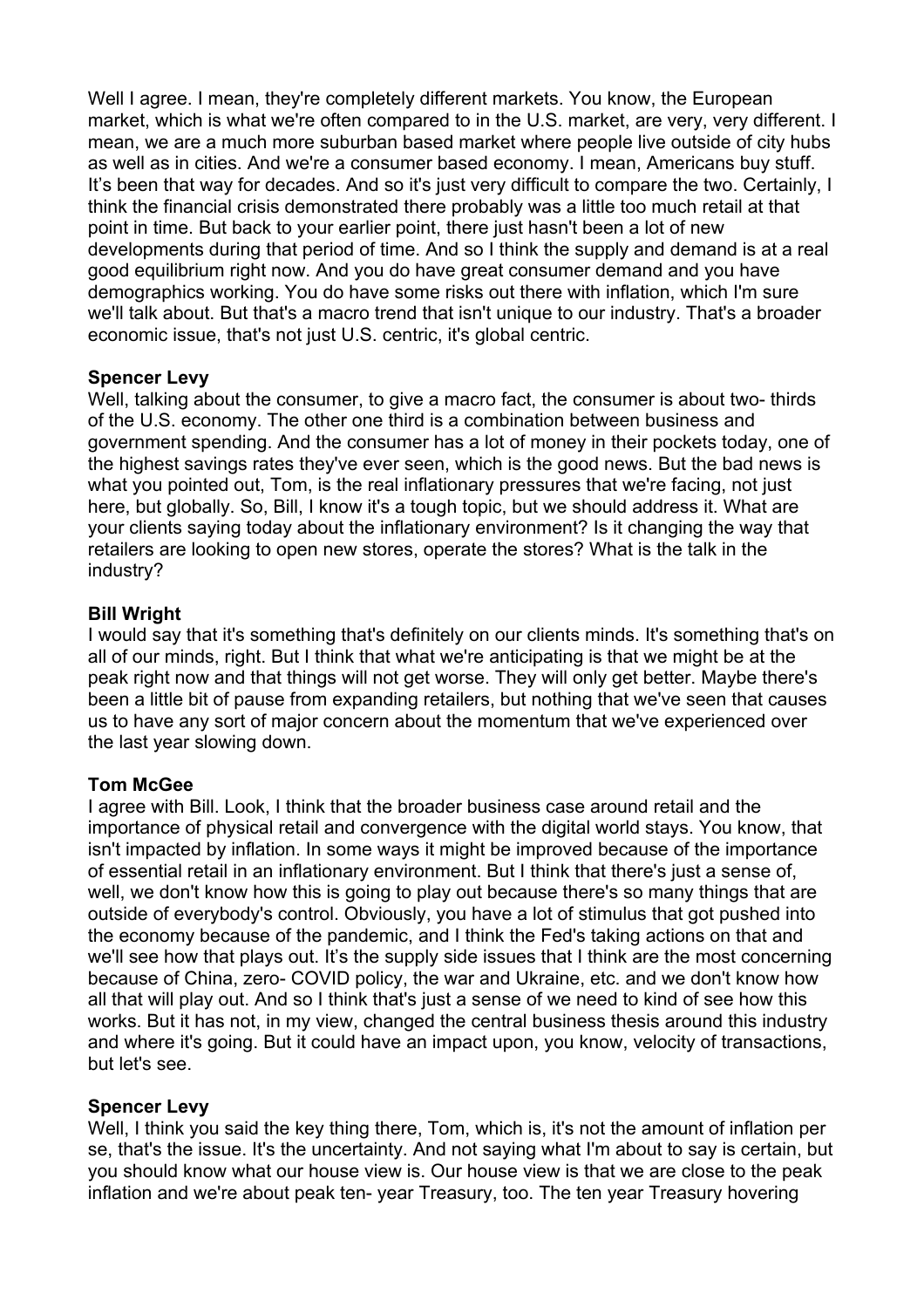Well I agree. I mean, they're completely different markets. You know, the European market, which is what we're often compared to in the U.S. market, are very, very different. I mean, we are a much more suburban based market where people live outside of city hubs as well as in cities. And we're a consumer based economy. I mean, Americans buy stuff. It's been that way for decades. And so it's just very difficult to compare the two. Certainly, I think the financial crisis demonstrated there probably was a little too much retail at that point in time. But back to your earlier point, there just hasn't been a lot of new developments during that period of time. And so I think the supply and demand is at a real good equilibrium right now. And you do have great consumer demand and you have demographics working. You do have some risks out there with inflation, which I'm sure we'll talk about. But that's a macro trend that isn't unique to our industry. That's a broader economic issue, that's not just U.S. centric, it's global centric.

**Spencer Levy**
Well, talking about the consumer, to give a macro fact, the consumer is about two- thirds of the U.S. economy. The other one third is a combination between business and government spending. And the consumer has a lot of money in their pockets today, one of the highest savings rates they've ever seen, which is the good news. But the bad news is what you pointed out, Tom, is the real inflationary pressures that we're facing, not just here, but globally. So, Bill, I know it's a tough topic, but we should address it. What are your clients saying today about the inflationary environment? Is it changing the way that retailers are looking to open new stores, operate the stores? What is the talk in the industry?

**Bill Wright**
I would say that it's something that's definitely on our clients minds. It's something that's on all of our minds, right. But I think that what we're anticipating is that we might be at the peak right now and that things will not get worse. They will only get better. Maybe there's been a little bit of pause from expanding retailers, but nothing that we've seen that causes us to have any sort of major concern about the momentum that we've experienced over the last year slowing down.

**Tom McGee**
I agree with Bill. Look, I think that the broader business case around retail and the importance of physical retail and convergence with the digital world stays. You know, that isn't impacted by inflation. In some ways it might be improved because of the importance of essential retail in an inflationary environment. But I think that there's just a sense of, well, we don't know how this is going to play out because there's so many things that are outside of everybody's control. Obviously, you have a lot of stimulus that got pushed into the economy because of the pandemic, and I think the Fed's taking actions on that and we'll see how that plays out. It's the supply side issues that I think are the most concerning because of China, zero- COVID policy, the war and Ukraine, etc. and we don't know how all that will play out. And so I think that's just a sense of we need to kind of see how this works. But it has not, in my view, changed the central business thesis around this industry and where it's going. But it could have an impact upon, you know, velocity of transactions, but let's see.

**Spencer Levy**
Well, I think you said the key thing there, Tom, which is, it's not the amount of inflation per se, that's the issue. It's the uncertainty. And not saying what I'm about to say is certain, but you should know what our house view is. Our house view is that we are close to the peak inflation and we're about peak ten- year Treasury, too. The ten year Treasury hovering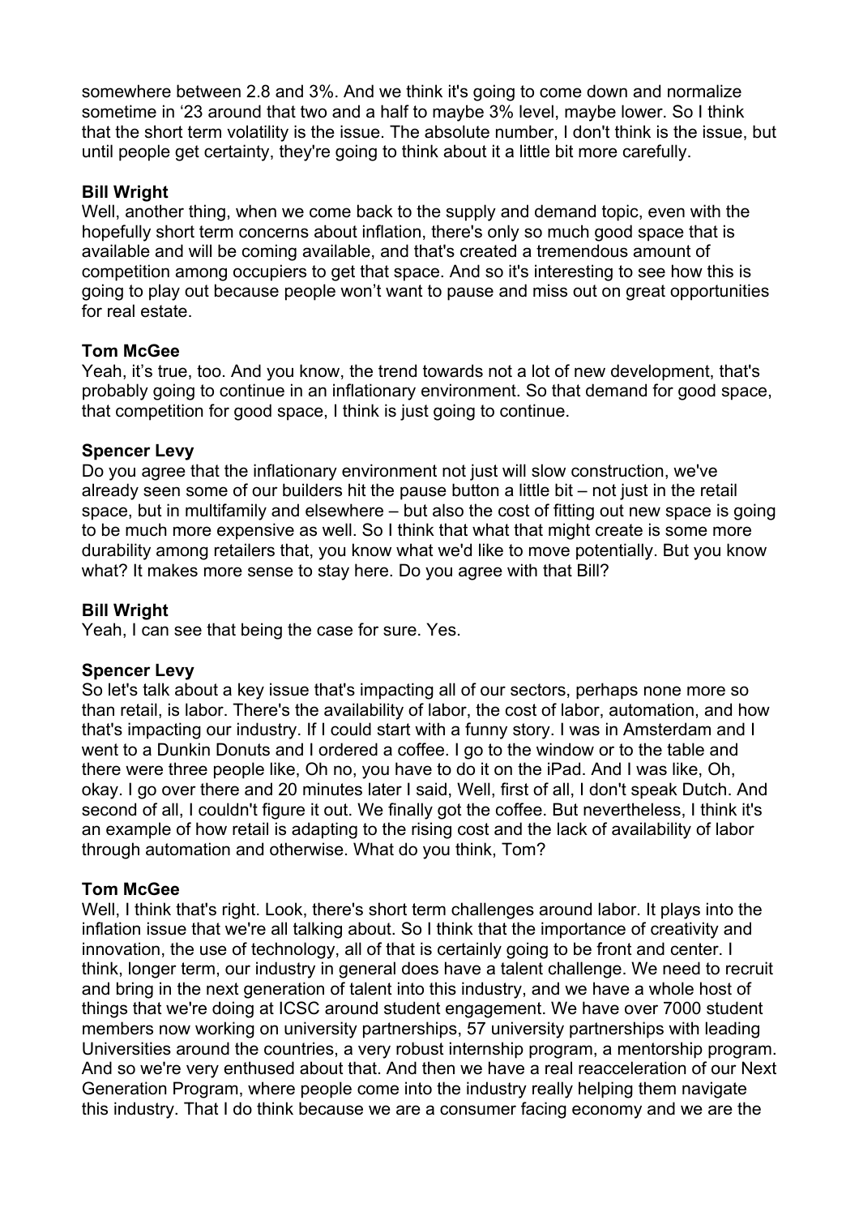somewhere between 2.8 and 3%. And we think it's going to come down and normalize sometime in '23 around that two and a half to maybe 3% level, maybe lower. So I think that the short term volatility is the issue. The absolute number, I don't think is the issue, but until people get certainty, they're going to think about it a little bit more carefully.

**Bill Wright**
Well, another thing, when we come back to the supply and demand topic, even with the hopefully short term concerns about inflation, there's only so much good space that is available and will be coming available, and that's created a tremendous amount of competition among occupiers to get that space. And so it's interesting to see how this is going to play out because people won't want to pause and miss out on great opportunities for real estate.

**Tom McGee**
Yeah, it's true, too. And you know, the trend towards not a lot of new development, that's probably going to continue in an inflationary environment. So that demand for good space, that competition for good space, I think is just going to continue.

**Spencer Levy**
Do you agree that the inflationary environment not just will slow construction, we've already seen some of our builders hit the pause button a little bit – not just in the retail space, but in multifamily and elsewhere – but also the cost of fitting out new space is going to be much more expensive as well. So I think that what that might create is some more durability among retailers that, you know what we'd like to move potentially. But you know what? It makes more sense to stay here. Do you agree with that Bill?

**Bill Wright**
Yeah, I can see that being the case for sure. Yes.

**Spencer Levy**
So let's talk about a key issue that's impacting all of our sectors, perhaps none more so than retail, is labor. There's the availability of labor, the cost of labor, automation, and how that's impacting our industry. If I could start with a funny story. I was in Amsterdam and I went to a Dunkin Donuts and I ordered a coffee. I go to the window or to the table and there were three people like, Oh no, you have to do it on the iPad. And I was like, Oh, okay. I go over there and 20 minutes later I said, Well, first of all, I don't speak Dutch. And second of all, I couldn't figure it out. We finally got the coffee. But nevertheless, I think it's an example of how retail is adapting to the rising cost and the lack of availability of labor through automation and otherwise. What do you think, Tom?

**Tom McGee**
Well, I think that's right. Look, there's short term challenges around labor. It plays into the inflation issue that we're all talking about. So I think that the importance of creativity and innovation, the use of technology, all of that is certainly going to be front and center. I think, longer term, our industry in general does have a talent challenge. We need to recruit and bring in the next generation of talent into this industry, and we have a whole host of things that we're doing at ICSC around student engagement. We have over 7000 student members now working on university partnerships, 57 university partnerships with leading Universities around the countries, a very robust internship program, a mentorship program. And so we're very enthused about that. And then we have a real reacceleration of our Next Generation Program, where people come into the industry really helping them navigate this industry. That I do think because we are a consumer facing economy and we are the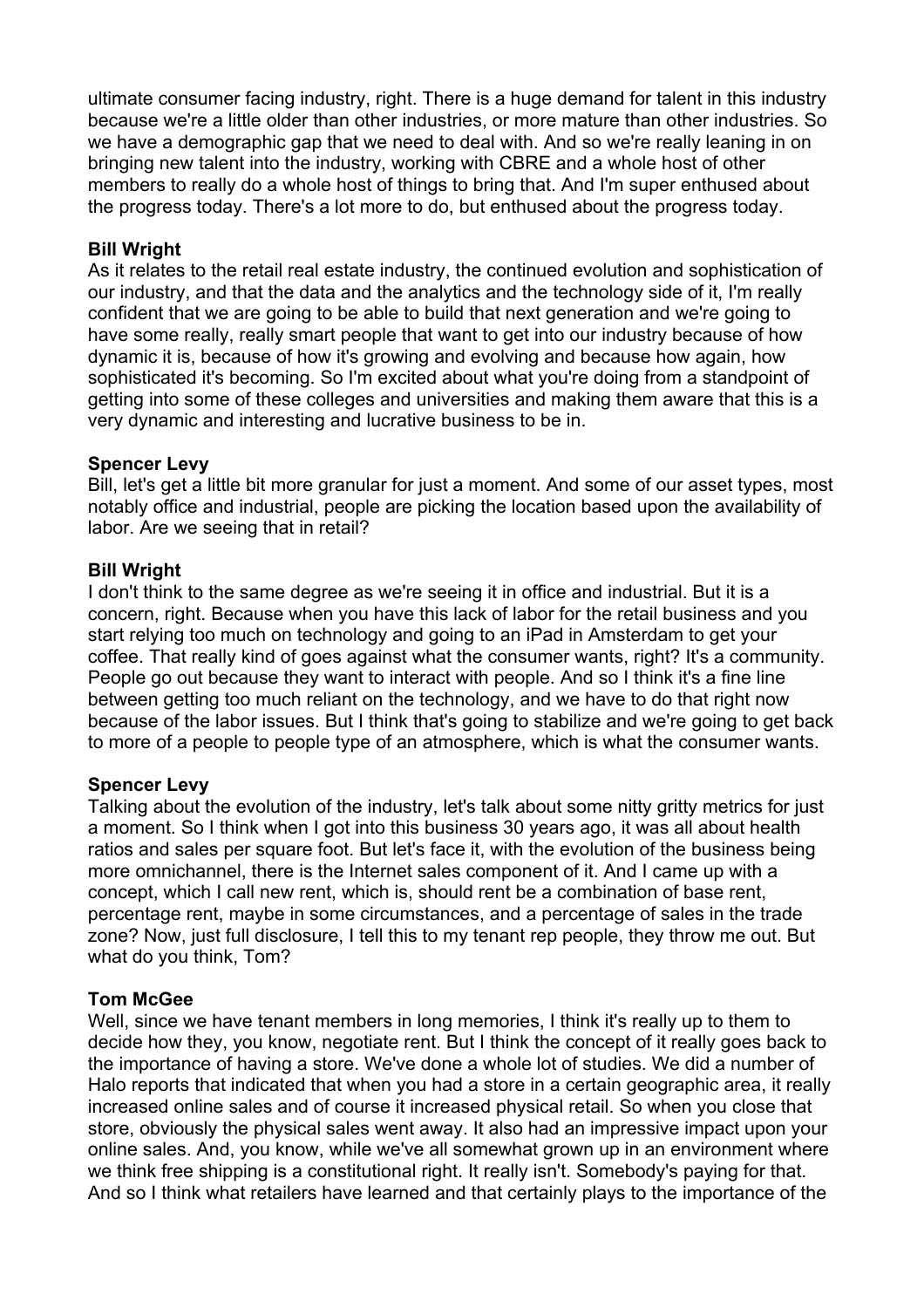ultimate consumer facing industry, right. There is a huge demand for talent in this industry because we're a little older than other industries, or more mature than other industries. So we have a demographic gap that we need to deal with. And so we're really leaning in on bringing new talent into the industry, working with CBRE and a whole host of other members to really do a whole host of things to bring that. And I'm super enthused about the progress today. There's a lot more to do, but enthused about the progress today.

**Bill Wright**
As it relates to the retail real estate industry, the continued evolution and sophistication of our industry, and that the data and the analytics and the technology side of it, I'm really confident that we are going to be able to build that next generation and we're going to have some really, really smart people that want to get into our industry because of how dynamic it is, because of how it's growing and evolving and because how again, how sophisticated it's becoming. So I'm excited about what you're doing from a standpoint of getting into some of these colleges and universities and making them aware that this is a very dynamic and interesting and lucrative business to be in.

**Spencer Levy**
Bill, let's get a little bit more granular for just a moment. And some of our asset types, most notably office and industrial, people are picking the location based upon the availability of labor. Are we seeing that in retail?

**Bill Wright**
I don't think to the same degree as we're seeing it in office and industrial. But it is a concern, right. Because when you have this lack of labor for the retail business and you start relying too much on technology and going to an iPad in Amsterdam to get your coffee. That really kind of goes against what the consumer wants, right? It's a community. People go out because they want to interact with people. And so I think it's a fine line between getting too much reliant on the technology, and we have to do that right now because of the labor issues. But I think that's going to stabilize and we're going to get back to more of a people to people type of an atmosphere, which is what the consumer wants.

**Spencer Levy**
Talking about the evolution of the industry, let's talk about some nitty gritty metrics for just a moment. So I think when I got into this business 30 years ago, it was all about health ratios and sales per square foot. But let's face it, with the evolution of the business being more omnichannel, there is the Internet sales component of it. And I came up with a concept, which I call new rent, which is, should rent be a combination of base rent, percentage rent, maybe in some circumstances, and a percentage of sales in the trade zone? Now, just full disclosure, I tell this to my tenant rep people, they throw me out. But what do you think, Tom?

**Tom McGee**
Well, since we have tenant members in long memories, I think it's really up to them to decide how they, you know, negotiate rent. But I think the concept of it really goes back to the importance of having a store. We've done a whole lot of studies. We did a number of Halo reports that indicated that when you had a store in a certain geographic area, it really increased online sales and of course it increased physical retail. So when you close that store, obviously the physical sales went away. It also had an impressive impact upon your online sales. And, you know, while we've all somewhat grown up in an environment where we think free shipping is a constitutional right. It really isn't. Somebody's paying for that. And so I think what retailers have learned and that certainly plays to the importance of the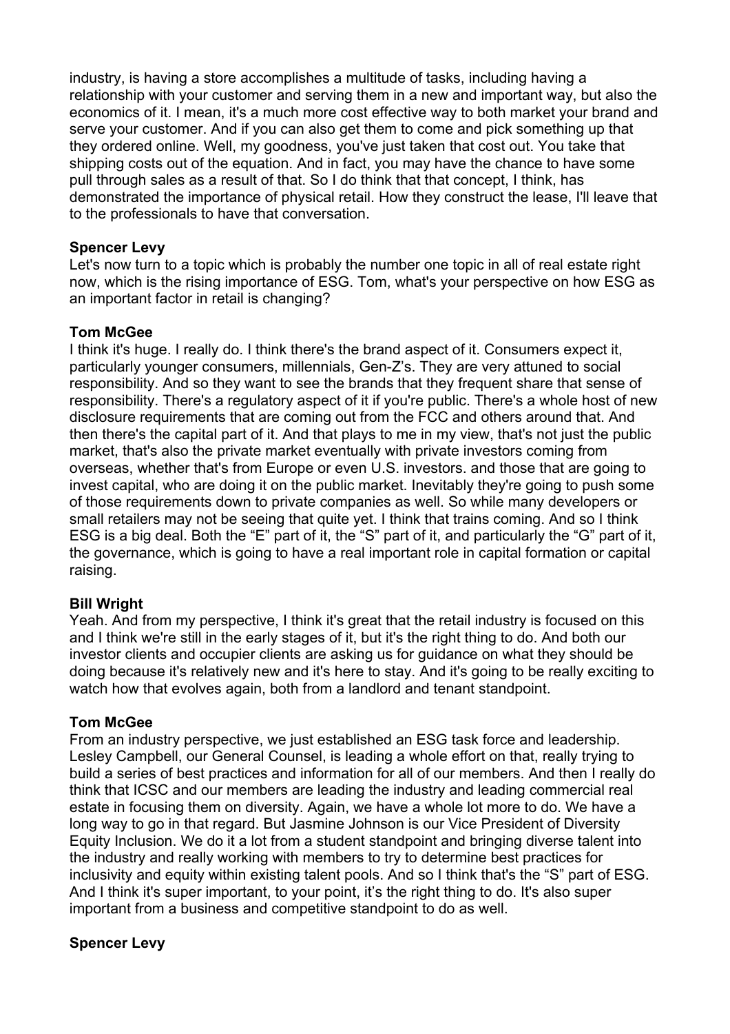industry, is having a store accomplishes a multitude of tasks, including having a relationship with your customer and serving them in a new and important way, but also the economics of it. I mean, it's a much more cost effective way to both market your brand and serve your customer. And if you can also get them to come and pick something up that they ordered online. Well, my goodness, you've just taken that cost out. You take that shipping costs out of the equation. And in fact, you may have the chance to have some pull through sales as a result of that. So I do think that that concept, I think, has demonstrated the importance of physical retail. How they construct the lease, I'll leave that to the professionals to have that conversation.

**Spencer Levy**
Let's now turn to a topic which is probably the number one topic in all of real estate right now, which is the rising importance of ESG. Tom, what's your perspective on how ESG as an important factor in retail is changing?

**Tom McGee**
I think it's huge. I really do. I think there's the brand aspect of it. Consumers expect it, particularly younger consumers, millennials, Gen-Z's. They are very attuned to social responsibility. And so they want to see the brands that they frequent share that sense of responsibility. There's a regulatory aspect of it if you're public. There's a whole host of new disclosure requirements that are coming out from the FCC and others around that. And then there's the capital part of it. And that plays to me in my view, that's not just the public market, that's also the private market eventually with private investors coming from overseas, whether that's from Europe or even U.S. investors. and those that are going to invest capital, who are doing it on the public market. Inevitably they're going to push some of those requirements down to private companies as well. So while many developers or small retailers may not be seeing that quite yet. I think that trains coming. And so I think ESG is a big deal. Both the "E" part of it, the "S" part of it, and particularly the "G" part of it, the governance, which is going to have a real important role in capital formation or capital raising.

**Bill Wright**
Yeah. And from my perspective, I think it's great that the retail industry is focused on this and I think we're still in the early stages of it, but it's the right thing to do. And both our investor clients and occupier clients are asking us for guidance on what they should be doing because it's relatively new and it's here to stay. And it's going to be really exciting to watch how that evolves again, both from a landlord and tenant standpoint.

**Tom McGee**
From an industry perspective, we just established an ESG task force and leadership. Lesley Campbell, our General Counsel, is leading a whole effort on that, really trying to build a series of best practices and information for all of our members. And then I really do think that ICSC and our members are leading the industry and leading commercial real estate in focusing them on diversity. Again, we have a whole lot more to do. We have a long way to go in that regard. But Jasmine Johnson is our Vice President of Diversity Equity Inclusion. We do it a lot from a student standpoint and bringing diverse talent into the industry and really working with members to try to determine best practices for inclusivity and equity within existing talent pools. And so I think that's the "S" part of ESG. And I think it's super important, to your point, it's the right thing to do. It's also super important from a business and competitive standpoint to do as well.

**Spencer Levy**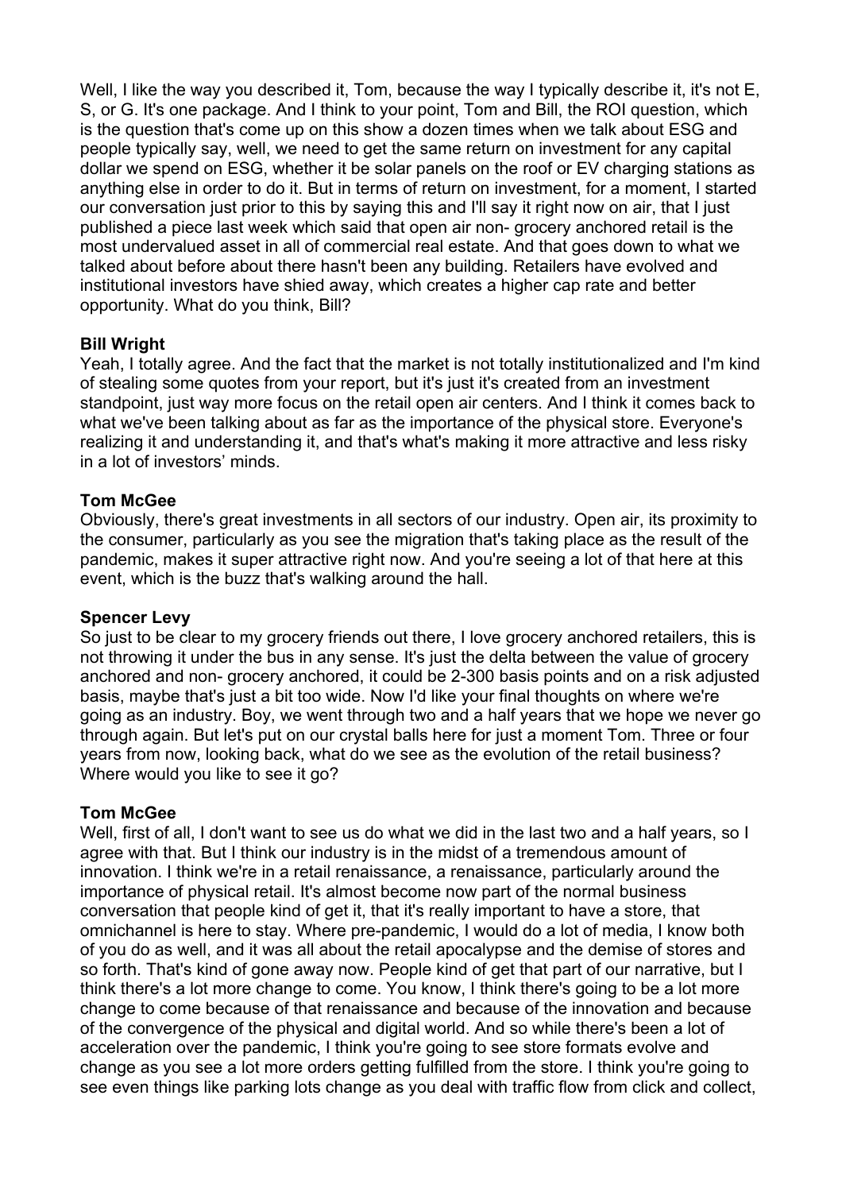Well, I like the way you described it, Tom, because the way I typically describe it, it's not E, S, or G. It's one package. And I think to your point, Tom and Bill, the ROI question, which is the question that's come up on this show a dozen times when we talk about ESG and people typically say, well, we need to get the same return on investment for any capital dollar we spend on ESG, whether it be solar panels on the roof or EV charging stations as anything else in order to do it. But in terms of return on investment, for a moment, I started our conversation just prior to this by saying this and I'll say it right now on air, that I just published a piece last week which said that open air non- grocery anchored retail is the most undervalued asset in all of commercial real estate. And that goes down to what we talked about before about there hasn't been any building. Retailers have evolved and institutional investors have shied away, which creates a higher cap rate and better opportunity. What do you think, Bill?

**Bill Wright**

Yeah, I totally agree. And the fact that the market is not totally institutionalized and I'm kind of stealing some quotes from your report, but it's just it's created from an investment standpoint, just way more focus on the retail open air centers. And I think it comes back to what we've been talking about as far as the importance of the physical store. Everyone's realizing it and understanding it, and that's what's making it more attractive and less risky in a lot of investors' minds.

**Tom McGee**

Obviously, there's great investments in all sectors of our industry. Open air, its proximity to the consumer, particularly as you see the migration that's taking place as the result of the pandemic, makes it super attractive right now. And you're seeing a lot of that here at this event, which is the buzz that's walking around the hall.

**Spencer Levy**

So just to be clear to my grocery friends out there, I love grocery anchored retailers, this is not throwing it under the bus in any sense. It's just the delta between the value of grocery anchored and non- grocery anchored, it could be 2-300 basis points and on a risk adjusted basis, maybe that's just a bit too wide. Now I'd like your final thoughts on where we're going as an industry. Boy, we went through two and a half years that we hope we never go through again. But let's put on our crystal balls here for just a moment Tom. Three or four years from now, looking back, what do we see as the evolution of the retail business? Where would you like to see it go?

**Tom McGee**

Well, first of all, I don't want to see us do what we did in the last two and a half years, so I agree with that. But I think our industry is in the midst of a tremendous amount of innovation. I think we're in a retail renaissance, a renaissance, particularly around the importance of physical retail. It's almost become now part of the normal business conversation that people kind of get it, that it's really important to have a store, that omnichannel is here to stay. Where pre-pandemic, I would do a lot of media, I know both of you do as well, and it was all about the retail apocalypse and the demise of stores and so forth. That's kind of gone away now. People kind of get that part of our narrative, but I think there's a lot more change to come. You know, I think there's going to be a lot more change to come because of that renaissance and because of the innovation and because of the convergence of the physical and digital world. And so while there's been a lot of acceleration over the pandemic, I think you're going to see store formats evolve and change as you see a lot more orders getting fulfilled from the store. I think you're going to see even things like parking lots change as you deal with traffic flow from click and collect,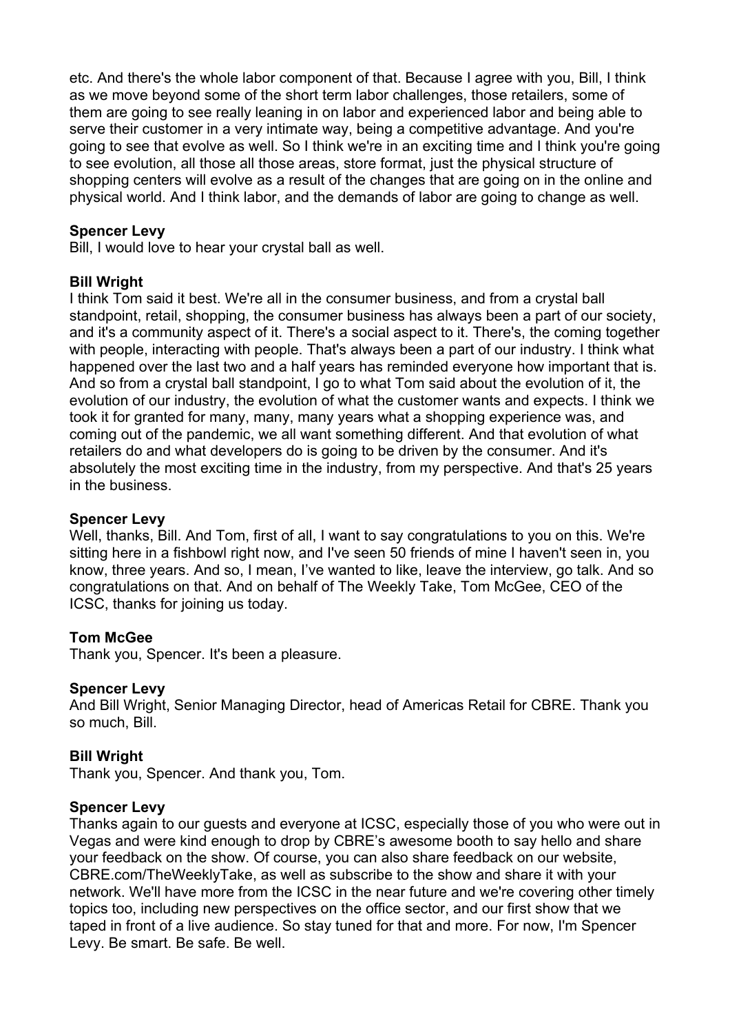etc. And there's the whole labor component of that. Because I agree with you, Bill, I think as we move beyond some of the short term labor challenges, those retailers, some of them are going to see really leaning in on labor and experienced labor and being able to serve their customer in a very intimate way, being a competitive advantage. And you're going to see that evolve as well. So I think we're in an exciting time and I think you're going to see evolution, all those all those areas, store format, just the physical structure of shopping centers will evolve as a result of the changes that are going on in the online and physical world. And I think labor, and the demands of labor are going to change as well.

**Spencer Levy**
Bill, I would love to hear your crystal ball as well.

**Bill Wright**
I think Tom said it best. We're all in the consumer business, and from a crystal ball standpoint, retail, shopping, the consumer business has always been a part of our society, and it's a community aspect of it. There's a social aspect to it. There's, the coming together with people, interacting with people. That's always been a part of our industry. I think what happened over the last two and a half years has reminded everyone how important that is. And so from a crystal ball standpoint, I go to what Tom said about the evolution of it, the evolution of our industry, the evolution of what the customer wants and expects. I think we took it for granted for many, many, many years what a shopping experience was, and coming out of the pandemic, we all want something different. And that evolution of what retailers do and what developers do is going to be driven by the consumer. And it's absolutely the most exciting time in the industry, from my perspective. And that's 25 years in the business.

**Spencer Levy**
Well, thanks, Bill. And Tom, first of all, I want to say congratulations to you on this. We're sitting here in a fishbowl right now, and I've seen 50 friends of mine I haven't seen in, you know, three years. And so, I mean, I've wanted to like, leave the interview, go talk. And so congratulations on that. And on behalf of The Weekly Take, Tom McGee, CEO of the ICSC, thanks for joining us today.

**Tom McGee**
Thank you, Spencer. It's been a pleasure.

**Spencer Levy**
And Bill Wright, Senior Managing Director, head of Americas Retail for CBRE. Thank you so much, Bill.

**Bill Wright**
Thank you, Spencer. And thank you, Tom.

**Spencer Levy**
Thanks again to our guests and everyone at ICSC, especially those of you who were out in Vegas and were kind enough to drop by CBRE's awesome booth to say hello and share your feedback on the show. Of course, you can also share feedback on our website, CBRE.com/TheWeeklyTake, as well as subscribe to the show and share it with your network. We'll have more from the ICSC in the near future and we're covering other timely topics too, including new perspectives on the office sector, and our first show that we taped in front of a live audience. So stay tuned for that and more. For now, I'm Spencer Levy. Be smart. Be safe. Be well.